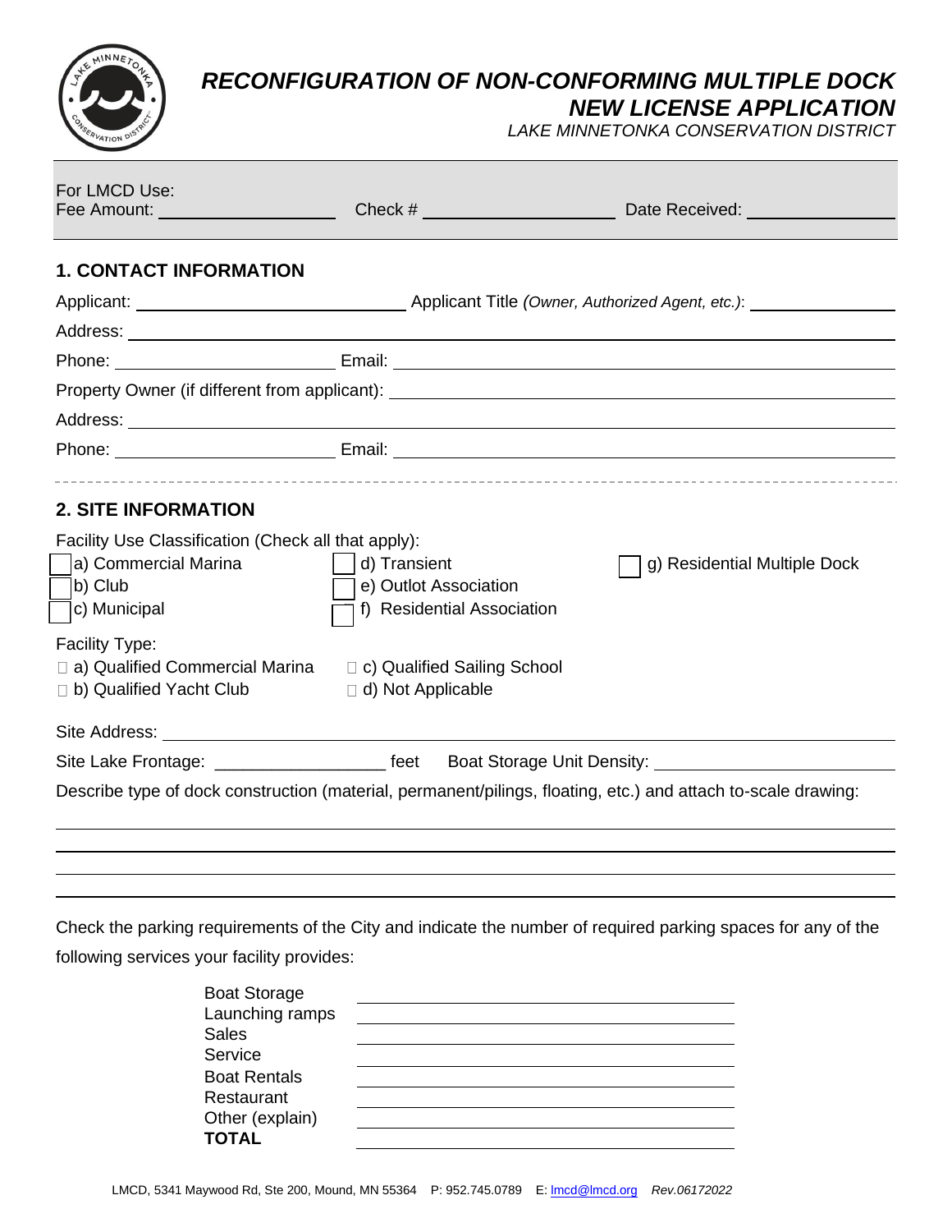# *RECONFIGURATION OF NON-CONFORMING MULTIPLE DOCK NEW LICENSE APPLICATION*

*LAKE MINNETONKA CONSERVATION DISTRICT*

For LMCD Use:
Fee Amount: ______________ Check # ______________ Date Received: ______________

## 1. CONTACT INFORMATION

Applicant: ______________ Applicant Title *(Owner, Authorized Agent, etc.)*: ______________

Address: ______________

Phone: ______________ Email: ______________

Property Owner (if different from applicant): ______________

Address: ______________

Phone: ______________ Email: ______________

## 2. SITE INFORMATION

Facility Use Classification (Check all that apply):

- ☐ a) Commercial Marina
- ☐ b) Club
- ☐ c) Municipal
- ☐ d) Transient
- ☐ e) Outlot Association
- ☐ f) Residential Association
- ☐ g) Residential Multiple Dock

Facility Type:

- ☐ a) Qualified Commercial Marina
- ☐ b) Qualified Yacht Club
- ☐ c) Qualified Sailing School
- ☐ d) Not Applicable

Site Address: ______________

Site Lake Frontage: ______________ feet Boat Storage Unit Density: ______________

Describe type of dock construction (material, permanent/pilings, floating, etc.) and attach to-scale drawing:

______________

______________

______________

______________

Check the parking requirements of the City and indicate the number of required parking spaces for any of the following services your facility provides:

| Service | Required Parking Spaces |
|---|---|
| Boat Storage | |
| Launching ramps | |
| Sales | |
| Service | |
| Boat Rentals | |
| Restaurant | |
| Other (explain) | |
| **TOTAL** | |

LMCD, 5341 Maywood Rd, Ste 200, Mound, MN 55364 P: 952.745.0789 E: lmcd@lmcd.org *Rev.06172022*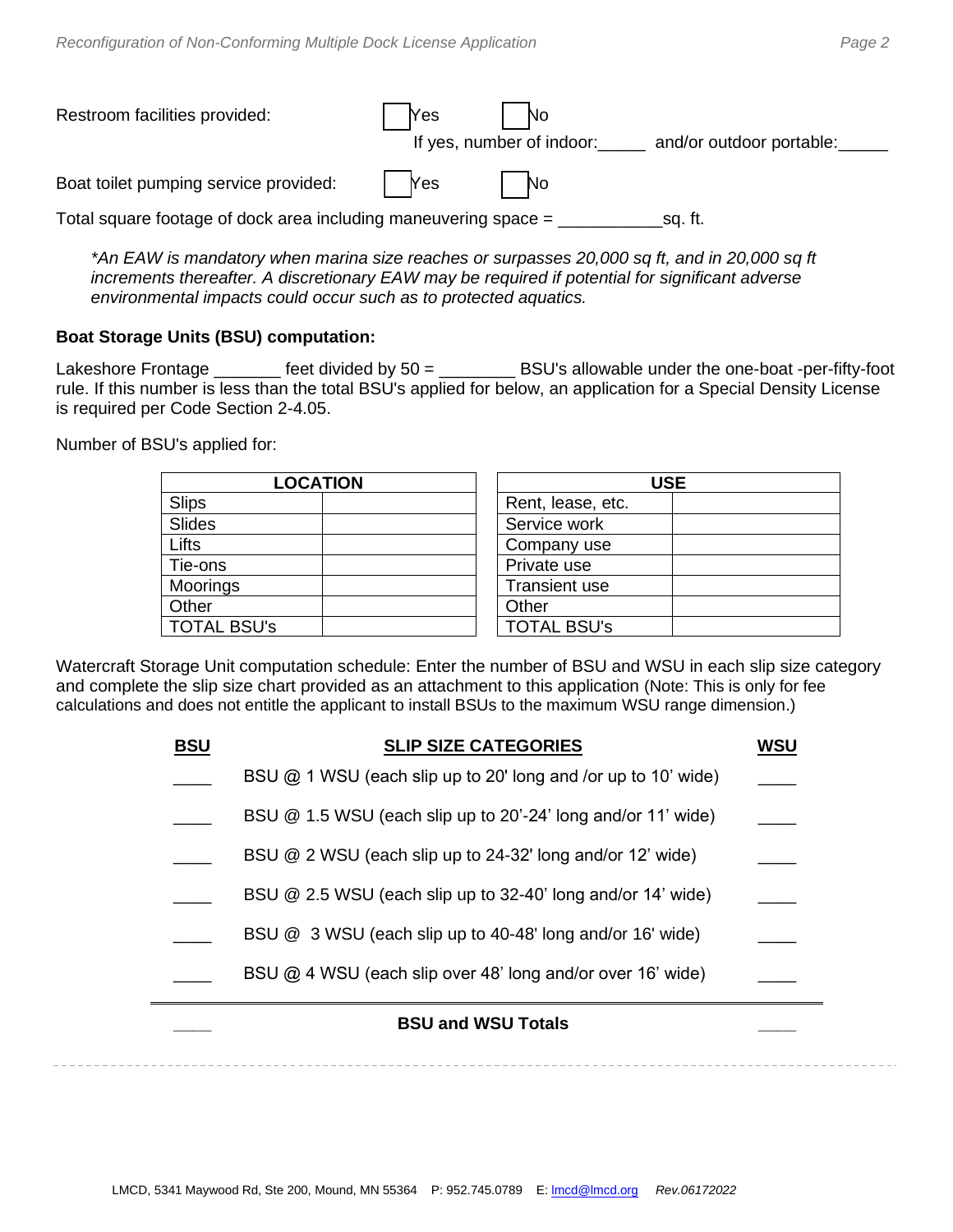Restroom facilities provided: ☐ Yes ☐ No

If yes, number of indoor:_____ and/or outdoor portable:_____

Boat toilet pumping service provided: ☐ Yes ☐ No

Total square footage of dock area including maneuvering space = ___________sq. ft.

*\*An EAW is mandatory when marina size reaches or surpasses 20,000 sq ft, and in 20,000 sq ft increments thereafter. A discretionary EAW may be required if potential for significant adverse environmental impacts could occur such as to protected aquatics.*

**Boat Storage Units (BSU) computation:**

Lakeshore Frontage _______ feet divided by 50 = ________ BSU's allowable under the one-boat -per-fifty-foot rule. If this number is less than the total BSU's applied for below, an application for a Special Density License is required per Code Section 2-4.05.

Number of BSU's applied for:

| LOCATION | |
|---|---|
| Slips | |
| Slides | |
| Lifts | |
| Tie-ons | |
| Moorings | |
| Other | |
| TOTAL BSU's | |

| USE | |
|---|---|
| Rent, lease, etc. | |
| Service work | |
| Company use | |
| Private use | |
| Transient use | |
| Other | |
| TOTAL BSU's | |

Watercraft Storage Unit computation schedule: Enter the number of BSU and WSU in each slip size category and complete the slip size chart provided as an attachment to this application (Note: This is only for fee calculations and does not entitle the applicant to install BSUs to the maximum WSU range dimension.)

| BSU | SLIP SIZE CATEGORIES | WSU |
|---|---|---|
| ____ | BSU @ 1 WSU (each slip up to 20' long and /or up to 10' wide) | ____ |
| ____ | BSU @ 1.5 WSU (each slip up to 20'-24' long and/or 11' wide) | ____ |
| ____ | BSU @ 2 WSU (each slip up to 24-32' long and/or 12' wide) | ____ |
| ____ | BSU @ 2.5 WSU (each slip up to 32-40' long and/or 14' wide) | ____ |
| ____ | BSU @ 3 WSU (each slip up to 40-48' long and/or 16' wide) | ____ |
| ____ | BSU @ 4 WSU (each slip over 48' long and/or over 16' wide) | ____ |
| ____ | **BSU and WSU Totals** | ____ |

LMCD, 5341 Maywood Rd, Ste 200, Mound, MN 55364 P: 952.745.0789 E: lmcd@lmcd.org *Rev.06172022*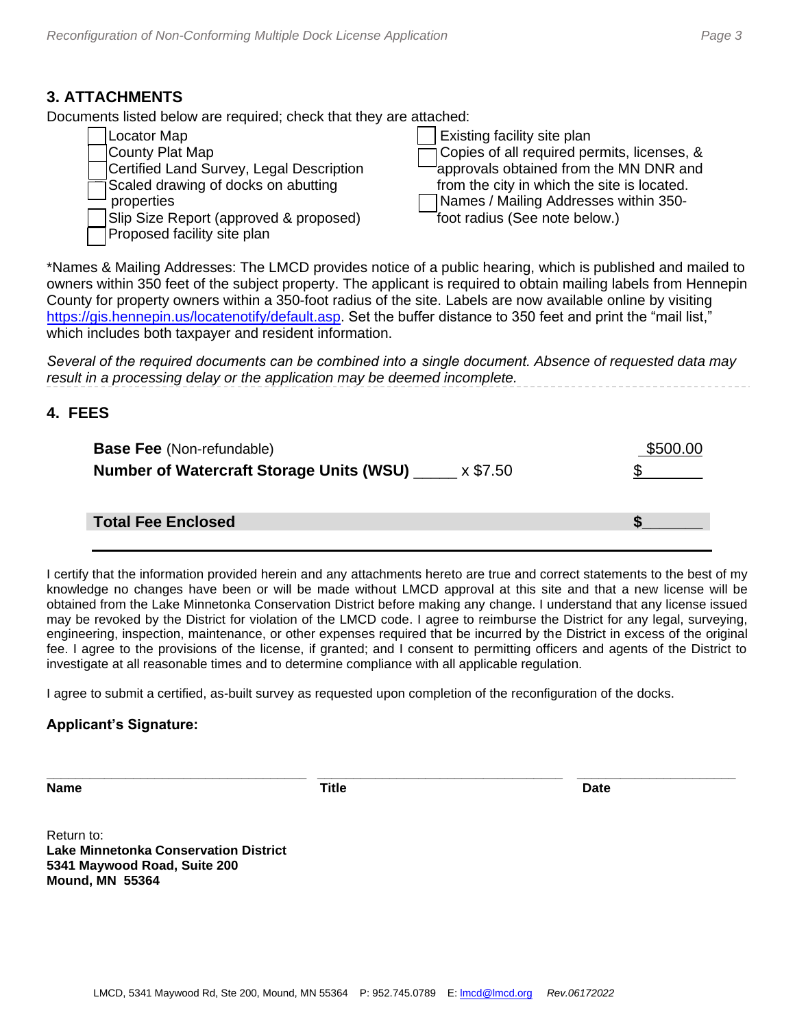## 3. ATTACHMENTS

Documents listed below are required; check that they are attached:

- ☐ Locator Map
- ☐ County Plat Map
- ☐ Certified Land Survey, Legal Description
- ☐ Scaled drawing of docks on abutting properties
- ☐ Slip Size Report (approved & proposed)
- ☐ Proposed facility site plan
- ☐ Existing facility site plan
- ☐ Copies of all required permits, licenses, & approvals obtained from the MN DNR and from the city in which the site is located.
- ☐ Names / Mailing Addresses within 350-foot radius (See note below.)

*Names & Mailing Addresses: The LMCD provides notice of a public hearing, which is published and mailed to owners within 350 feet of the subject property. The applicant is required to obtain mailing labels from Hennepin County for property owners within a 350-foot radius of the site. Labels are now available online by visiting https://gis.hennepin.us/locatenotify/default.asp. Set the buffer distance to 350 feet and print the "mail list," which includes both taxpayer and resident information.

*Several of the required documents can be combined into a single document. Absence of requested data may result in a processing delay or the application may be deemed incomplete.*

## 4. FEES

| | |
|---|---|
| **Base Fee** (Non-refundable) | $500.00 |
| **Number of Watercraft Storage Units (WSU)** _____ x $7.50 | $_______ |
| **Total Fee Enclosed** | **$_______** |

I certify that the information provided herein and any attachments hereto are true and correct statements to the best of my knowledge no changes have been or will be made without LMCD approval at this site and that a new license will be obtained from the Lake Minnetonka Conservation District before making any change. I understand that any license issued may be revoked by the District for violation of the LMCD code. I agree to reimburse the District for any legal, surveying, engineering, inspection, maintenance, or other expenses required that be incurred by the District in excess of the original fee. I agree to the provisions of the license, if granted; and I consent to permitting officers and agents of the District to investigate at all reasonable times and to determine compliance with all applicable regulation.

I agree to submit a certified, as-built survey as requested upon completion of the reconfiguration of the docks.

**Applicant's Signature:**

| _______________________ | _______________________ | _______________________ |
|---|---|---|
| **Name** | **Title** | **Date** |

Return to:
**Lake Minnetonka Conservation District**
**5341 Maywood Road, Suite 200**
**Mound, MN 55364**